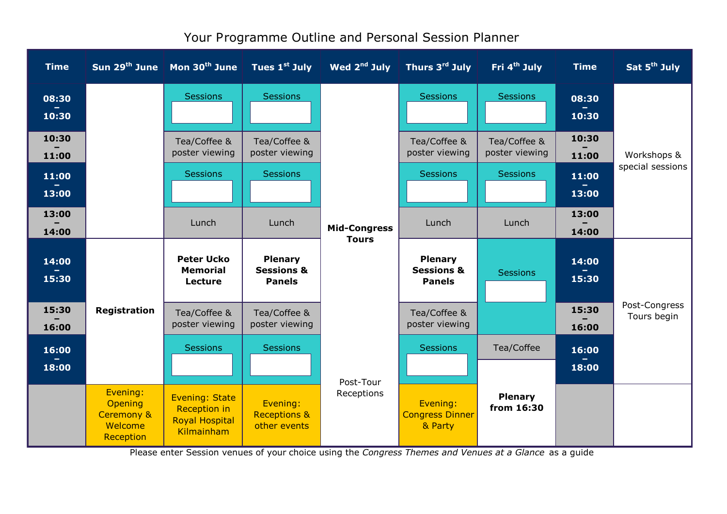# Your Programme Outline and Personal Session Planner

| Time | Sun 29th June | Mon 30th June | Tues 1st July | Wed 2nd July | Thurs 3rd July | Fri 4th July | Time | Sat 5th July |
|---|---|---|---|---|---|---|---|---|
| 08:30 – 10:30 | | Sessions | Sessions | Mid-Congress Tours | Sessions | Sessions | 08:30 – 10:30 | Workshops & special sessions |
| 10:30 – 11:00 | | Tea/Coffee & poster viewing | Tea/Coffee & poster viewing | | Tea/Coffee & poster viewing | Tea/Coffee & poster viewing | 10:30 – 11:00 | |
| 11:00 – 13:00 | | Sessions | Sessions | | Sessions | Sessions | 11:00 – 13:00 | |
| 13:00 – 14:00 | | Lunch | Lunch | | Lunch | Lunch | 13:00 – 14:00 | |
| 14:00 – 15:30 | Registration | **Peter Ucko Memorial Lecture** | **Plenary Sessions & Panels** | | **Plenary Sessions & Panels** | Sessions | 14:00 – 15:30 | Post-Congress Tours begin |
| 15:30 – 16:00 | | Tea/Coffee & poster viewing | Tea/Coffee & poster viewing | | Tea/Coffee & poster viewing | | 15:30 – 16:00 | |
| 16:00 – 18:00 | | Sessions | Sessions | Post-Tour Receptions | Sessions | Tea/Coffee; **Plenary from 16:30** | 16:00 – 18:00 | |
| | Evening: Opening Ceremony & Welcome Reception | Evening: State Reception in Royal Hospital Kilmainham | Evening: Receptions & other events | | Evening: Congress Dinner & Party | | | |

Please enter Session venues of your choice using the *Congress Themes and Venues at a Glance* as a guide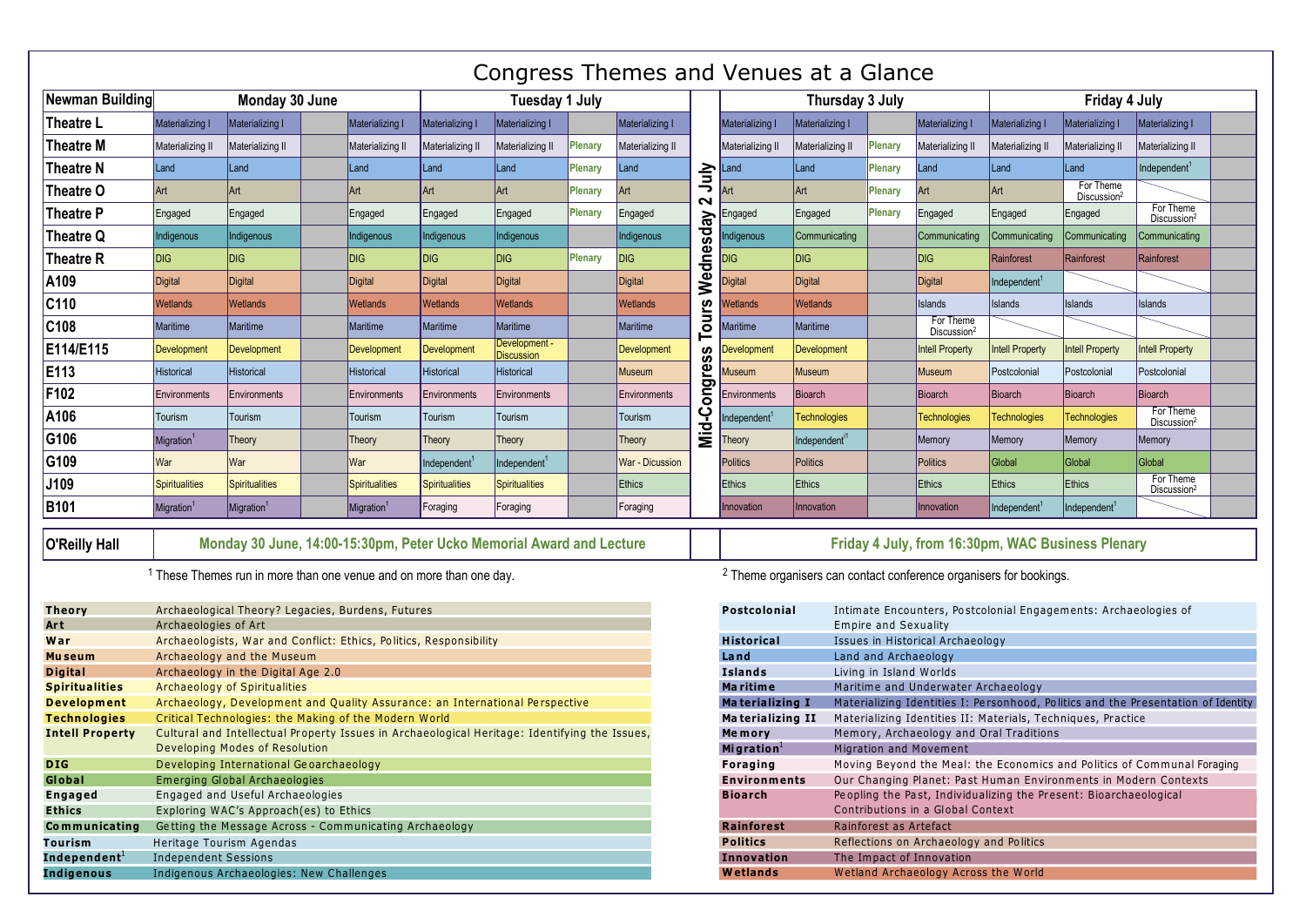# Congress Themes and Venues at a Glance

| Newman Building | Monday 30 June | | | | Tuesday 1 July | | | | Mid-Congress Tours Wednesday 2 July | Thursday 3 July | | | | Friday 4 July | | | |
|---|---|---|---|---|---|---|---|---|---|---|---|---|---|---|---|---|---|
| **Theatre L** | Materializing I | Materializing I | | Materializing I | Materializing I | Materializing I | | Materializing I | | Materializing I | Materializing I | | Materializing I | Materializing I | Materializing I | Materializing I | |
| **Theatre M** | Materializing II | Materializing II | | Materializing II | Materializing II | Materializing II | Plenary | Materializing II | | Materializing II | Materializing II | Plenary | Materializing II | Materializing II | Materializing II | Materializing II | |
| **Theatre N** | Land | Land | | Land | Land | Land | Plenary | Land | | Land | Land | Plenary | Land | Land | Land | Independent[1] | |
| **Theatre O** | Art | Art | | Art | Art | Art | Plenary | Art | | Art | Art | Plenary | Art | Art | For Theme Discussion[2] | | |
| **Theatre P** | Engaged | Engaged | | Engaged | Engaged | Engaged | Plenary | Engaged | | Engaged | Engaged | Plenary | Engaged | Engaged | Engaged | For Theme Discussion[2] | |
| **Theatre Q** | Indigenous | Indigenous | | Indigenous | Indigenous | Indigenous | | Indigenous | | Indigenous | Communicating | | Communicating | Communicating | Communicating | Communicating | |
| **Theatre R** | DIG | DIG | | DIG | DIG | DIG | Plenary | DIG | | DIG | DIG | | DIG | Rainforest | Rainforest | Rainforest | |
| **A109** | Digital | Digital | | Digital | Digital | Digital | | Digital | | Digital | Digital | | Digital | Independent[1] | | | |
| **C110** | Wetlands | Wetlands | | Wetlands | Wetlands | Wetlands | | Wetlands | | Wetlands | Wetlands | | Islands | Islands | Islands | Islands | |
| **C108** | Maritime | Maritime | | Maritime | Maritime | Maritime | | Maritime | | Maritime | Maritime | | For Theme Discussion[2] | | | | |
| **E114/E115** | Development | Development | | Development | Development | Development - Discussion | | Development | | Development | Development | | Intell Property | Intell Property | Intell Property | Intell Property | |
| **E113** | Historical | Historical | | Historical | Historical | Historical | | Museum | | Museum | Museum | | Museum | Postcolonial | Postcolonial | Postcolonial | |
| **F102** | Environments | Environments | | Environments | Environments | Environments | | Environments | | Environments | Bioarch | | Bioarch | Bioarch | Bioarch | Bioarch | |
| **A106** | Tourism | Tourism | | Tourism | Tourism | Tourism | | Tourism | | Independent[1] | Technologies | | Technologies | Technologies | Technologies | For Theme Discussion[2] | |
| **G106** | Migration[1] | Theory | | Theory | Theory | Theory | | Theory | | Theory | Independent[1] | | Memory | Memory | Memory | Memory | |
| **G109** | War | War | | War | Independent[1] | Independent[1] | | War - Dicussion | | Politics | Politics | | Politics | Global | Global | Global | |
| **J109** | Spiritualities | Spiritualities | | Spiritualities | Spiritualities | Spiritualities | | Ethics | | Ethics | Ethics | | Ethics | Ethics | Ethics | For Theme Discussion[2] | |
| **B101** | Migration[1] | Migration[1] | | Migration[1] | Foraging | Foraging | | Foraging | | Innovation | Innovation | | Innovation | Independent[1] | Independent[1] | | |

**O'Reilly Hall**

Monday 30 June, 14:00-15:30pm, Peter Ucko Memorial Award and Lecture

Friday 4 July, from 16:30pm, WAC Business Plenary

[1] These Themes run in more than one venue and on more than one day.

[2] Theme organisers can contact conference organisers for bookings.

| | |
|---|---|
| **Theory** | Archaeological Theory? Legacies, Burdens, Futures |
| **Art** | Archaeologies of Art |
| **War** | Archaeologists, War and Conflict: Ethics, Politics, Responsibility |
| **Museum** | Archaeology and the Museum |
| **Digital** | Archaeology in the Digital Age 2.0 |
| **Spiritualities** | Archaeology of Spiritualities |
| **Development** | Archaeology, Development and Quality Assurance: an International Perspective |
| **Technologies** | Critical Technologies: the Making of the Modern World |
| **Intell Property** | Cultural and Intellectual Property Issues in Archaeological Heritage: Identifying the Issues, Developing Modes of Resolution |
| **DIG** | Developing International Geoarchaeology |
| **Global** | Emerging Global Archaeologies |
| **Engaged** | Engaged and Useful Archaeologies |
| **Ethics** | Exploring WAC's Approach(es) to Ethics |
| **Communicating** | Getting the Message Across - Communicating Archaeology |
| **Tourism** | Heritage Tourism Agendas |
| **Independent[1]** | Independent Sessions |
| **Indigenous** | Indigenous Archaeologies: New Challenges |

| | |
|---|---|
| **Postcolonial** | Intimate Encounters, Postcolonial Engagements: Archaeologies of Empire and Sexuality |
| **Historical** | Issues in Historical Archaeology |
| **Land** | Land and Archaeology |
| **Islands** | Living in Island Worlds |
| **Maritime** | Maritime and Underwater Archaeology |
| **Materializing I** | Materializing Identities I: Personhood, Politics and the Presentation of Identity |
| **Materializing II** | Materializing Identities II: Materials, Techniques, Practice |
| **Memory** | Memory, Archaeology and Oral Traditions |
| **Migration[1]** | Migration and Movement |
| **Foraging** | Moving Beyond the Meal: the Economics and Politics of Communal Foraging |
| **Environments** | Our Changing Planet: Past Human Environments in Modern Contexts |
| **Bioarch** | Peopling the Past, Individualizing the Present: Bioarchaeological Contributions in a Global Context |
| **Rainforest** | Rainforest as Artefact |
| **Politics** | Reflections on Archaeology and Politics |
| **Innovation** | The Impact of Innovation |
| **Wetlands** | Wetland Archaeology Across the World |